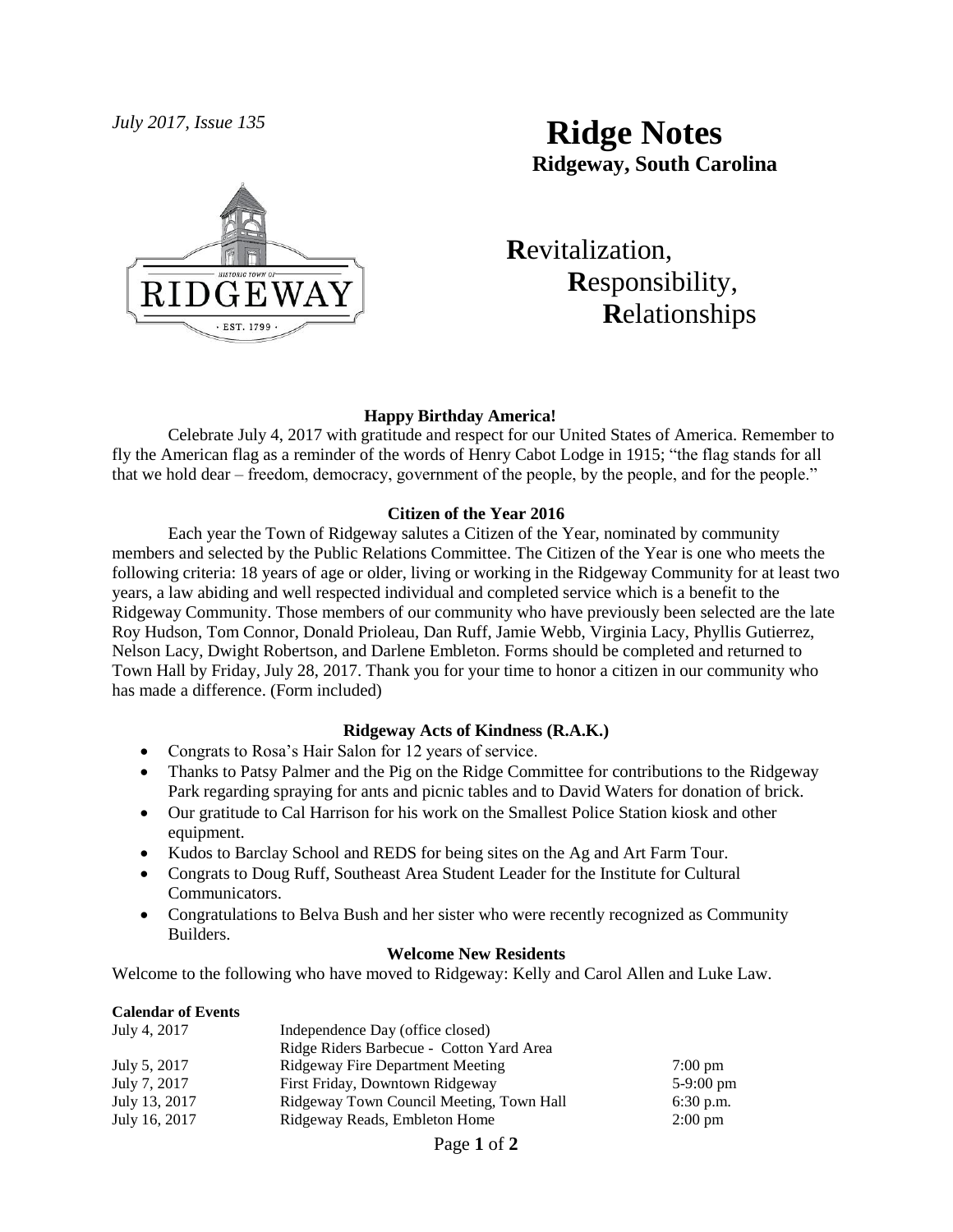*July 2017, Issue 135*

# Ridge Notes

**Ridgeway, South Carolina**

**R**evitalization,
**R**esponsibility,
**R**elationships

### Happy Birthday America!

Celebrate July 4, 2017 with gratitude and respect for our United States of America. Remember to fly the American flag as a reminder of the words of Henry Cabot Lodge in 1915; "the flag stands for all that we hold dear – freedom, democracy, government of the people, by the people, and for the people."

### Citizen of the Year 2016

Each year the Town of Ridgeway salutes a Citizen of the Year, nominated by community members and selected by the Public Relations Committee. The Citizen of the Year is one who meets the following criteria: 18 years of age or older, living or working in the Ridgeway Community for at least two years, a law abiding and well respected individual and completed service which is a benefit to the Ridgeway Community. Those members of our community who have previously been selected are the late Roy Hudson, Tom Connor, Donald Prioleau, Dan Ruff, Jamie Webb, Virginia Lacy, Phyllis Gutierrez, Nelson Lacy, Dwight Robertson, and Darlene Embleton. Forms should be completed and returned to Town Hall by Friday, July 28, 2017. Thank you for your time to honor a citizen in our community who has made a difference. (Form included)

### Ridgeway Acts of Kindness (R.A.K.)

- Congrats to Rosa's Hair Salon for 12 years of service.
- Thanks to Patsy Palmer and the Pig on the Ridge Committee for contributions to the Ridgeway Park regarding spraying for ants and picnic tables and to David Waters for donation of brick.
- Our gratitude to Cal Harrison for his work on the Smallest Police Station kiosk and other equipment.
- Kudos to Barclay School and REDS for being sites on the Ag and Art Farm Tour.
- Congrats to Doug Ruff, Southeast Area Student Leader for the Institute for Cultural Communicators.
- Congratulations to Belva Bush and her sister who were recently recognized as Community Builders.

### Welcome New Residents

Welcome to the following who have moved to Ridgeway: Kelly and Carol Allen and Luke Law.

**Calendar of Events**

| | | |
|---|---|---|
| July 4, 2017 | Independence Day (office closed) | |
| | Ridge Riders Barbecue - Cotton Yard Area | |
| July 5, 2017 | Ridgeway Fire Department Meeting | 7:00 pm |
| July 7, 2017 | First Friday, Downtown Ridgeway | 5-9:00 pm |
| July 13, 2017 | Ridgeway Town Council Meeting, Town Hall | 6:30 p.m. |
| July 16, 2017 | Ridgeway Reads, Embleton Home | 2:00 pm |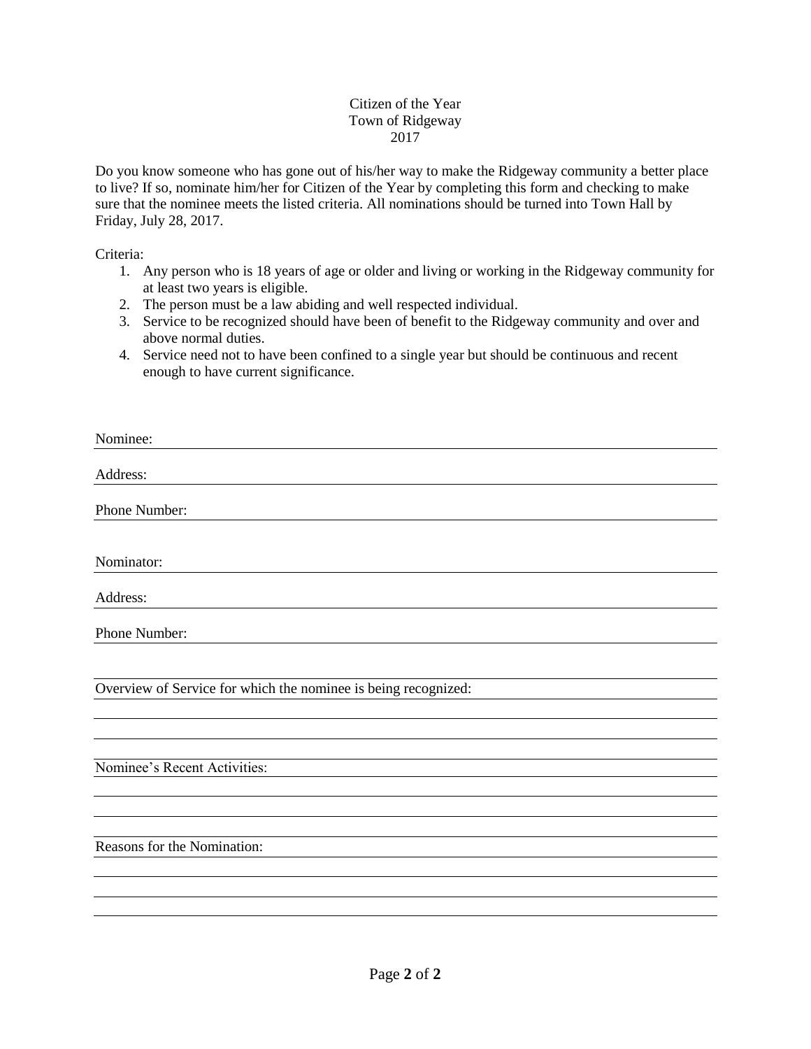Citizen of the Year
Town of Ridgeway
2017

Do you know someone who has gone out of his/her way to make the Ridgeway community a better place to live? If so, nominate him/her for Citizen of the Year by completing this form and checking to make sure that the nominee meets the listed criteria. All nominations should be turned into Town Hall by Friday, July 28, 2017.

Criteria:

1. Any person who is 18 years of age or older and living or working in the Ridgeway community for at least two years is eligible.
2. The person must be a law abiding and well respected individual.
3. Service to be recognized should have been of benefit to the Ridgeway community and over and above normal duties.
4. Service need not to have been confined to a single year but should be continuous and recent enough to have current significance.

Nominee: ______________________________

Address: ______________________________

Phone Number: ______________________________

Nominator: ______________________________

Address: ______________________________

Phone Number: ______________________________

Overview of Service for which the nominee is being recognized: ______________________________

______________________________

______________________________

Nominee's Recent Activities: ______________________________

______________________________

______________________________

Reasons for the Nomination: ______________________________

______________________________

______________________________

______________________________